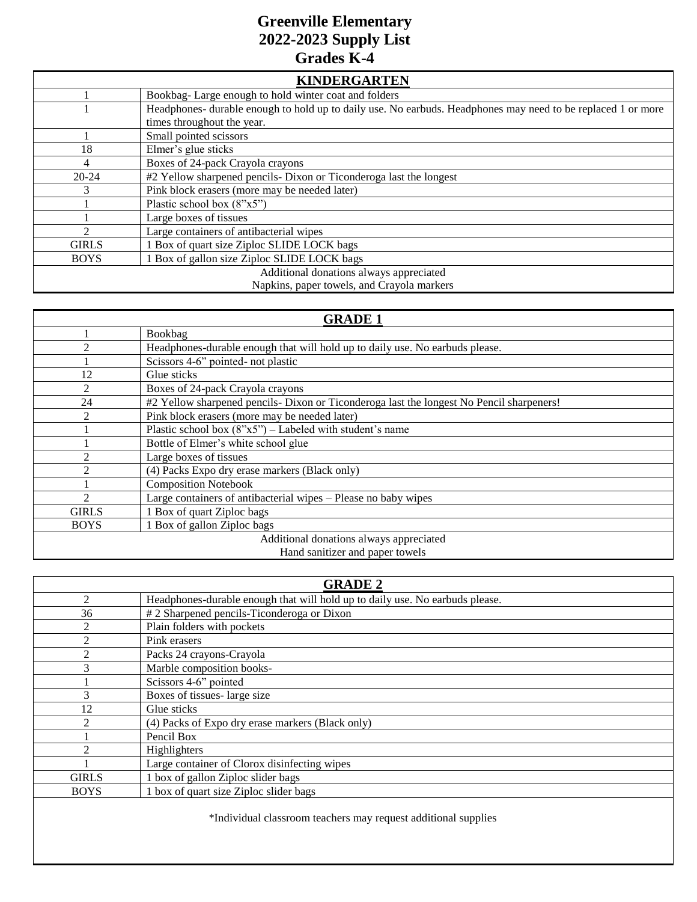# Greenville Elementary
# 2022-2023 Supply List
# Grades K-4

| KINDERGARTEN | |
|---|---|
| 1 | Bookbag- Large enough to hold winter coat and folders |
| 1 | Headphones- durable enough to hold up to daily use. No earbuds. Headphones may need to be replaced 1 or more times throughout the year. |
| 1 | Small pointed scissors |
| 18 | Elmer's glue sticks |
| 4 | Boxes of 24-pack Crayola crayons |
| 20-24 | #2 Yellow sharpened pencils- Dixon or Ticonderoga last the longest |
| 3 | Pink block erasers (more may be needed later) |
| 1 | Plastic school box (8"x5") |
| 1 | Large boxes of tissues |
| 2 | Large containers of antibacterial wipes |
| GIRLS | 1 Box of quart size Ziploc SLIDE LOCK bags |
| BOYS | 1 Box of gallon size Ziploc SLIDE LOCK bags |
| Additional donations always appreciated<br>Napkins, paper towels, and Crayola markers | |

| GRADE 1 | |
|---|---|
| 1 | Bookbag |
| 2 | Headphones-durable enough that will hold up to daily use. No earbuds please. |
| 1 | Scissors 4-6" pointed- not plastic |
| 12 | Glue sticks |
| 2 | Boxes of 24-pack Crayola crayons |
| 24 | #2 Yellow sharpened pencils- Dixon or Ticonderoga last the longest No Pencil sharpeners! |
| 2 | Pink block erasers (more may be needed later) |
| 1 | Plastic school box (8"x5") – Labeled with student's name |
| 1 | Bottle of Elmer's white school glue |
| 2 | Large boxes of tissues |
| 2 | (4) Packs Expo dry erase markers (Black only) |
| 1 | Composition Notebook |
| 2 | Large containers of antibacterial wipes – Please no baby wipes |
| GIRLS | 1 Box of quart Ziploc bags |
| BOYS | 1 Box of gallon Ziploc bags |
| Additional donations always appreciated<br>Hand sanitizer and paper towels | |

| GRADE 2 | |
|---|---|
| 2 | Headphones-durable enough that will hold up to daily use. No earbuds please. |
| 36 | # 2 Sharpened pencils-Ticonderoga or Dixon |
| 2 | Plain folders with pockets |
| 2 | Pink erasers |
| 2 | Packs 24 crayons-Crayola |
| 3 | Marble composition books- |
| 1 | Scissors 4-6" pointed |
| 3 | Boxes of tissues- large size |
| 12 | Glue sticks |
| 2 | (4) Packs of Expo dry erase markers (Black only) |
| 1 | Pencil Box |
| 2 | Highlighters |
| 1 | Large container of Clorox disinfecting wipes |
| GIRLS | 1 box of gallon Ziploc slider bags |
| BOYS | 1 box of quart size Ziploc slider bags |
| *Individual classroom teachers may request additional supplies | |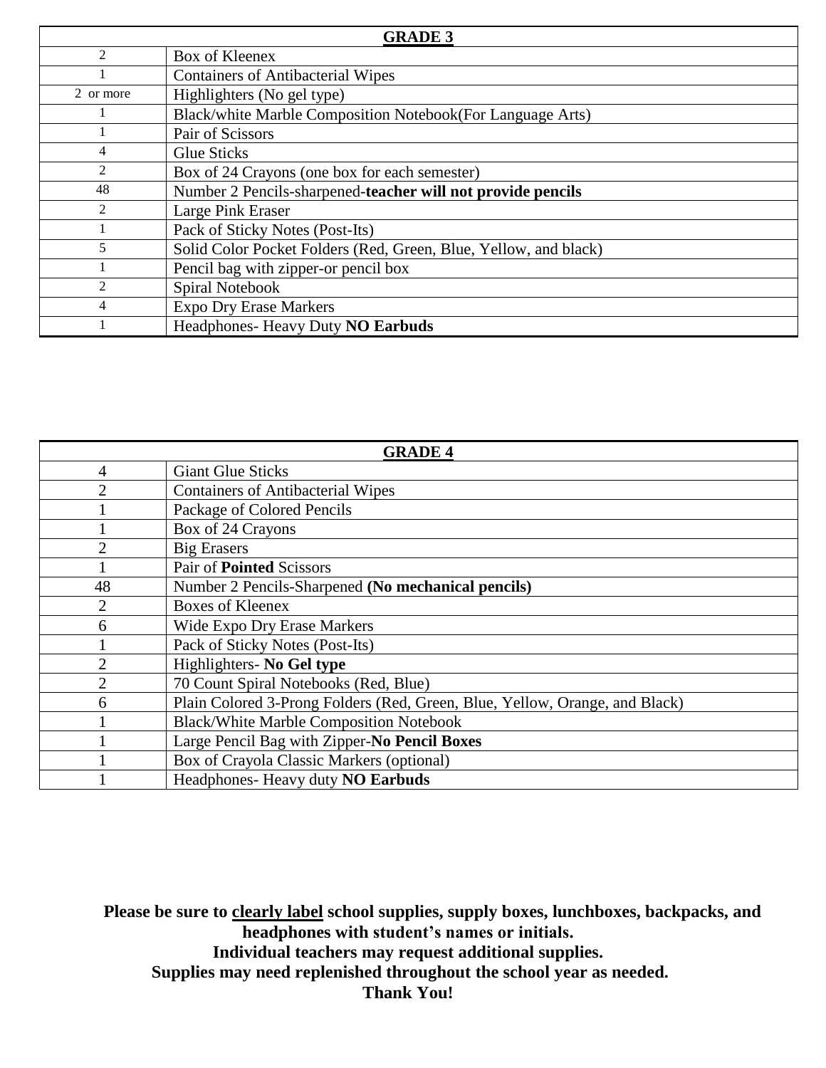| **GRADE 3** | |
|---|---|
| 2 | Box of Kleenex |
| 1 | Containers of Antibacterial Wipes |
| 2 or more | Highlighters (No gel type) |
| 1 | Black/white Marble Composition Notebook(For Language Arts) |
| 1 | Pair of Scissors |
| 4 | Glue Sticks |
| 2 | Box of 24 Crayons (one box for each semester) |
| 48 | Number 2 Pencils-sharpened-**teacher will not provide pencils** |
| 2 | Large Pink Eraser |
| 1 | Pack of Sticky Notes (Post-Its) |
| 5 | Solid Color Pocket Folders (Red, Green, Blue, Yellow, and black) |
| 1 | Pencil bag with zipper-or pencil box |
| 2 | Spiral Notebook |
| 4 | Expo Dry Erase Markers |
| 1 | Headphones- Heavy Duty **NO Earbuds** |

| **GRADE 4** | |
|---|---|
| 4 | Giant Glue Sticks |
| 2 | Containers of Antibacterial Wipes |
| 1 | Package of Colored Pencils |
| 1 | Box of 24 Crayons |
| 2 | Big Erasers |
| 1 | Pair of **Pointed** Scissors |
| 48 | Number 2 Pencils-Sharpened **(No mechanical pencils)** |
| 2 | Boxes of Kleenex |
| 6 | Wide Expo Dry Erase Markers |
| 1 | Pack of Sticky Notes (Post-Its) |
| 2 | Highlighters- **No Gel type** |
| 2 | 70 Count Spiral Notebooks (Red, Blue) |
| 6 | Plain Colored 3-Prong Folders (Red, Green, Blue, Yellow, Orange, and Black) |
| 1 | Black/White Marble Composition Notebook |
| 1 | Large Pencil Bag with Zipper-**No Pencil Boxes** |
| 1 | Box of Crayola Classic Markers (optional) |
| 1 | Headphones- Heavy duty **NO Earbuds** |

**Please be sure to clearly label school supplies, supply boxes, lunchboxes, backpacks, and headphones with student's names or initials.**
**Individual teachers may request additional supplies.**
**Supplies may need replenished throughout the school year as needed.**
**Thank You!**